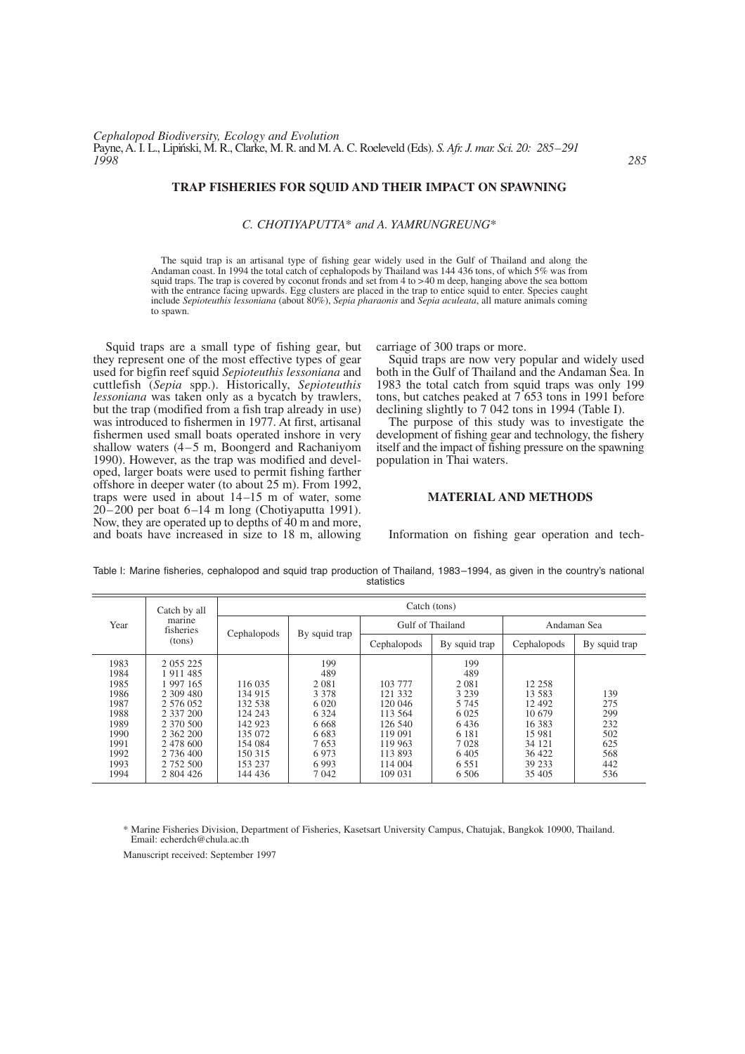# TRAP FISHERIES FOR SQUID AND THEIR IMPACT ON SPAWNING

*C. CHOTIYAPUTTA\* and A. YAMRUNGREUNG\**

The squid trap is an artisanal type of fishing gear widely used in the Gulf of Thailand and along the Andaman coast. In 1994 the total catch of cephalopods by Thailand was 144 436 tons, of which 5% was from squid traps. The trap is covered by coconut fronds and set from 4 to >40 m deep, hanging above the sea bottom with the entrance facing upwards. Egg clusters are placed in the trap to entice squid to enter. Species caught include *Sepioteuthis lessoniana* (about 80%), *Sepia pharaonis* and *Sepia aculeata*, all mature animals coming to spawn.

Squid traps are a small type of fishing gear, but they represent one of the most effective types of gear used for bigfin reef squid *Sepioteuthis lessoniana* and cuttlefish (*Sepia* spp.). Historically, *Sepioteuthis lessoniana* was taken only as a bycatch by trawlers, but the trap (modified from a fish trap already in use) was introduced to fishermen in 1977. At first, artisanal fishermen used small boats operated inshore in very shallow waters (4–5 m, Boongerd and Rachaniyom 1990). However, as the trap was modified and developed, larger boats were used to permit fishing farther offshore in deeper water (to about 25 m). From 1992, traps were used in about 14–15 m of water, some 20–200 per boat 6–14 m long (Chotiyaputta 1991). Now, they are operated up to depths of 40 m and more, and boats have increased in size to 18 m, allowing carriage of 300 traps or more.

Squid traps are now very popular and widely used both in the Gulf of Thailand and the Andaman Sea. In 1983 the total catch from squid traps was only 199 tons, but catches peaked at 7 653 tons in 1991 before declining slightly to 7 042 tons in 1994 (Table I).

The purpose of this study was to investigate the development of fishing gear and technology, the fishery itself and the impact of fishing pressure on the spawning population in Thai waters.

## MATERIAL AND METHODS

Information on fishing gear operation and tech-

Table I: Marine fisheries, cephalopod and squid trap production of Thailand, 1983–1994, as given in the country's national statistics

| Year | Catch by all marine fisheries (tons) | Catch (tons) | | | | | |
|---|---|---|---|---|---|---|---|
| | | Cephalopods | By squid trap | Gulf of Thailand | | Andaman Sea | |
| | | | | Cephalopods | By squid trap | Cephalopods | By squid trap |
| 1983 | 2 055 225 | | 199 | | 199 | | |
| 1984 | 1 911 485 | | 489 | | 489 | | |
| 1985 | 1 997 165 | 116 035 | 2 081 | 103 777 | 2 081 | 12 258 | |
| 1986 | 2 309 480 | 134 915 | 3 378 | 121 332 | 3 239 | 13 583 | 139 |
| 1987 | 2 576 052 | 132 538 | 6 020 | 120 046 | 5 745 | 12 492 | 275 |
| 1988 | 2 337 200 | 124 243 | 6 324 | 113 564 | 6 025 | 10 679 | 299 |
| 1989 | 2 370 500 | 142 923 | 6 668 | 126 540 | 6 436 | 16 383 | 232 |
| 1990 | 2 362 200 | 135 072 | 6 683 | 119 091 | 6 181 | 15 981 | 502 |
| 1991 | 2 478 600 | 154 084 | 7 653 | 119 963 | 7 028 | 34 121 | 625 |
| 1992 | 2 736 400 | 150 315 | 6 973 | 113 893 | 6 405 | 36 422 | 568 |
| 1993 | 2 752 500 | 153 237 | 6 993 | 114 004 | 6 551 | 39 233 | 442 |
| 1994 | 2 804 426 | 144 436 | 7 042 | 109 031 | 6 506 | 35 405 | 536 |

\* Marine Fisheries Division, Department of Fisheries, Kasetsart University Campus, Chatujak, Bangkok 10900, Thailand. Email: echerdch@chula.ac.th

Manuscript received: September 1997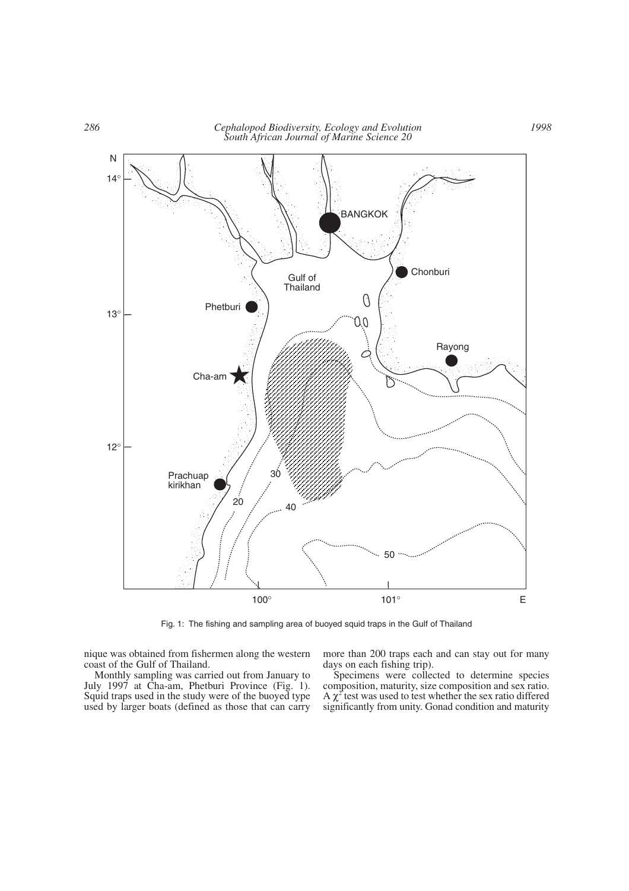Fig. 1: The fishing and sampling area of buoyed squid traps in the Gulf of Thailand

nique was obtained from fishermen along the western coast of the Gulf of Thailand.

Monthly sampling was carried out from January to July 1997 at Cha-am, Phetburi Province (Fig. 1). Squid traps used in the study were of the buoyed type used by larger boats (defined as those that can carry more than 200 traps each and can stay out for many days on each fishing trip).

Specimens were collected to determine species composition, maturity, size composition and sex ratio. A $\chi^2$ test was used to test whether the sex ratio differed significantly from unity. Gonad condition and maturity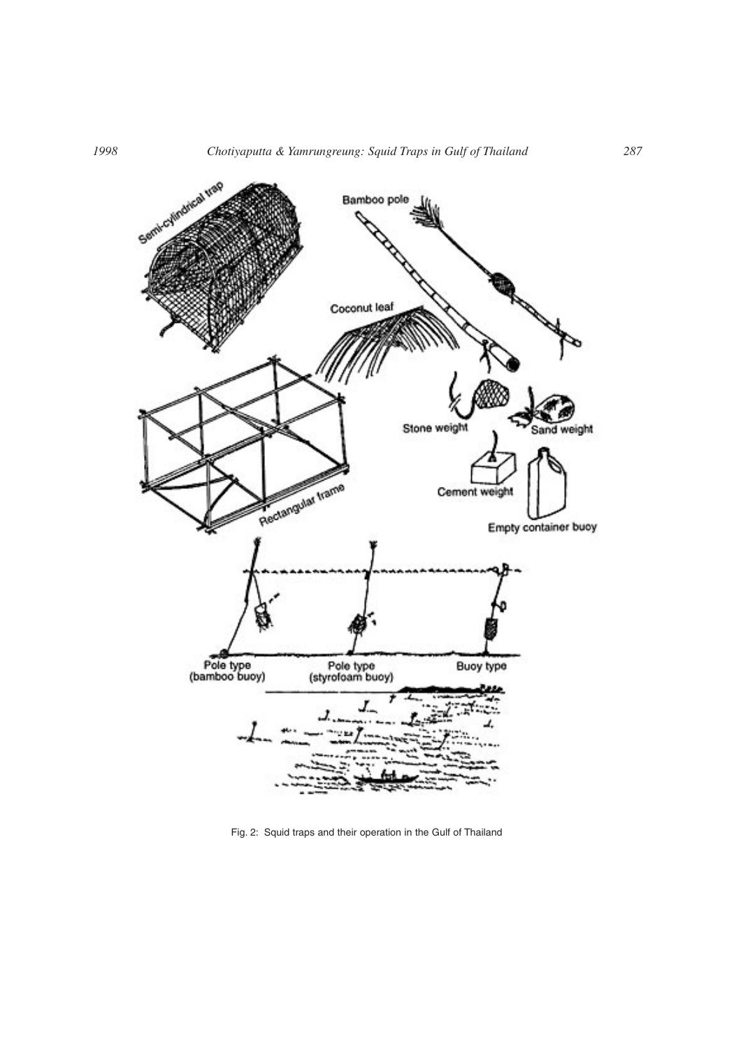Fig. 2: Squid traps and their operation in the Gulf of Thailand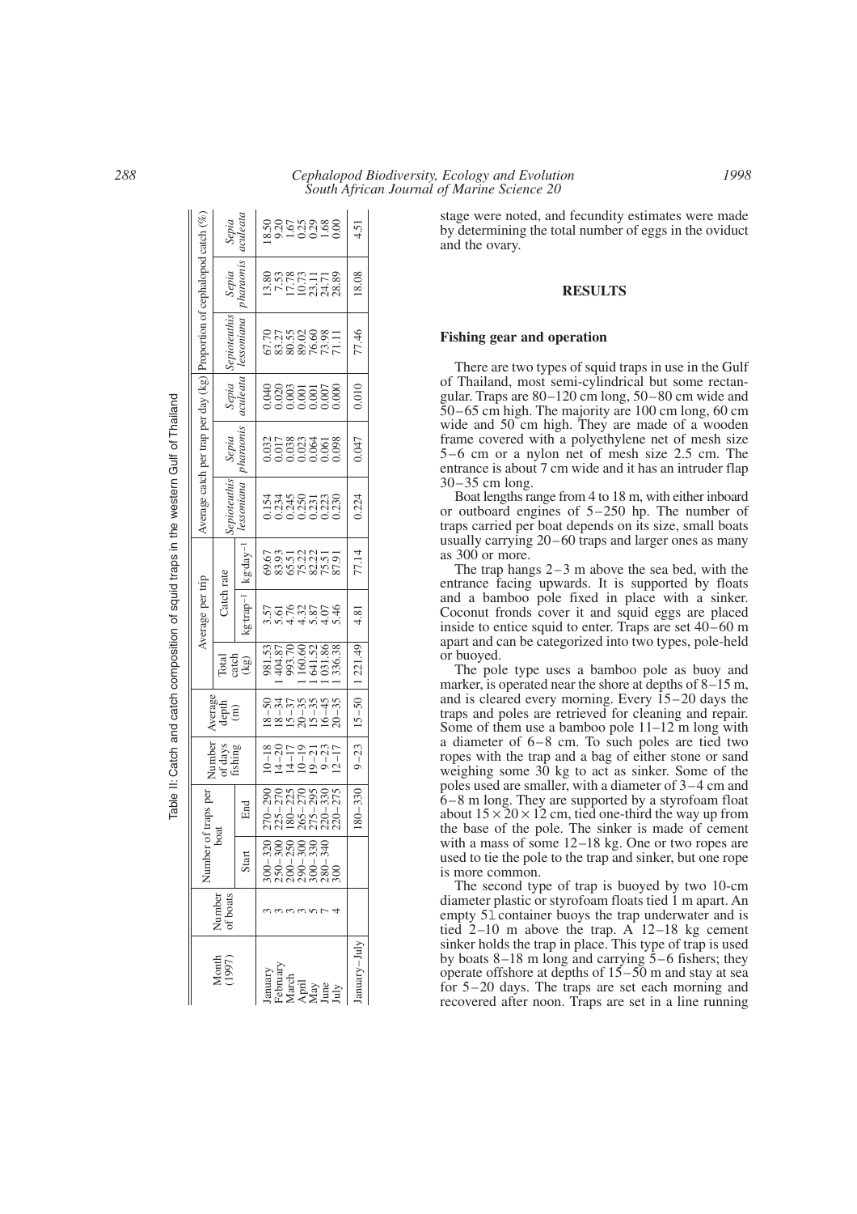Table II: Catch and catch composition of squid traps in the western Gulf of Thailand

| Month (1997) | Number of boats | Number of traps per boat | | Number of days fishing | Average depth (m) | Average per trip | | | Average catch per trap per day (kg) | | | Proportion of cephalopod catch (%) | | |
|---|---|---|---|---|---|---|---|---|---|---|---|---|---|---|
| | | Start | End | | | Total catch (kg) | Catch rate | | *Sepioteuthis lessoniana* | *Sepia pharaonis* | *Sepia aculeata* | *Sepioteuthis lessoniana* | *Sepia pharaonis* | *Sepia aculeata* |
| | | | | | | | kg·trap$^{-1}$ | kg·day$^{-1}$ | | | | | | |
| January | 3 | 300–320 | 270–290 | 10–18 | 18–50 | 981.53 | 3.57 | 69.67 | 0.154 | 0.032 | 0.040 | 67.70 | 13.80 | 18.50 |
| February | 3 | 250–300 | 225–270 | 14–20 | 18–34 | 1 404.87 | 5.61 | 83.93 | 0.234 | 0.017 | 0.020 | 83.27 | 7.53 | 9.20 |
| March | 3 | 200–250 | 180–225 | 14–17 | 15–37 | 993.70 | 4.76 | 65.51 | 0.245 | 0.038 | 0.003 | 80.55 | 17.78 | 1.67 |
| April | 3 | 290–300 | 265–270 | 10–19 | 20–35 | 1 160.60 | 4.32 | 75.22 | 0.250 | 0.023 | 0.001 | 89.02 | 10.73 | 0.25 |
| May | 5 | 300–330 | 275–295 | 19–21 | 15–35 | 1 641.52 | 5.87 | 82.22 | 0.231 | 0.064 | 0.001 | 76.60 | 23.11 | 0.29 |
| June | 7 | 280–340 | 220–330 | 9–23 | 16–45 | 1 031.86 | 4.07 | 75.51 | 0.223 | 0.061 | 0.007 | 73.98 | 24.71 | 1.68 |
| July | 4 | 300 | 220–275 | 12–17 | 20–35 | 1 336.38 | 5.46 | 87.91 | 0.230 | 0.098 | 0.000 | 71.11 | 28.89 | 0.00 |
| January–July | | | 180–330 | 9–23 | 15–50 | 1 221.49 | 4.81 | 77.14 | 0.224 | 0.047 | 0.010 | 77.46 | 18.08 | 4.51 |

stage were noted, and fecundity estimates were made by determining the total number of eggs in the oviduct and the ovary.

## RESULTS

### Fishing gear and operation

There are two types of squid traps in use in the Gulf of Thailand, most semi-cylindrical but some rectangular. Traps are 80–120 cm long, 50–80 cm wide and 50–65 cm high. The majority are 100 cm long, 60 cm wide and 50 cm high. They are made of a wooden frame covered with a polyethylene net of mesh size 5–6 cm or a nylon net of mesh size 2.5 cm. The entrance is about 7 cm wide and it has an intruder flap 30–35 cm long.

Boat lengths range from 4 to 18 m, with either inboard or outboard engines of 5–250 hp. The number of traps carried per boat depends on its size, small boats usually carrying 20–60 traps and larger ones as many as 300 or more.

The trap hangs 2–3 m above the sea bed, with the entrance facing upwards. It is supported by floats and a bamboo pole fixed in place with a sinker. Coconut fronds cover it and squid eggs are placed inside to entice squid to enter. Traps are set 40–60 m apart and can be categorized into two types, pole-held or buoyed.

The pole type uses a bamboo pole as buoy and marker, is operated near the shore at depths of 8–15 m, and is cleared every morning. Every 15–20 days the traps and poles are retrieved for cleaning and repair. Some of them use a bamboo pole 11–12 m long with a diameter of 6–8 cm. To such poles are tied two ropes with the trap and a bag of either stone or sand weighing some 30 kg to act as sinker. Some of the poles used are smaller, with a diameter of 3–4 cm and 6–8 m long. They are supported by a styrofoam float about 15 × 20 × 12 cm, tied one-third the way up from the base of the pole. The sinker is made of cement with a mass of some 12–18 kg. One or two ropes are used to tie the pole to the trap and sinker, but one rope is more common.

The second type of trap is buoyed by two 10-cm diameter plastic or styrofoam floats tied 1 m apart. An empty 5 l container buoys the trap underwater and is tied 2–10 m above the trap. A 12–18 kg cement sinker holds the trap in place. This type of trap is used by boats 8–18 m long and carrying 5–6 fishers; they operate offshore at depths of 15–50 m and stay at sea for 5–20 days. The traps are set each morning and recovered after noon. Traps are set in a line running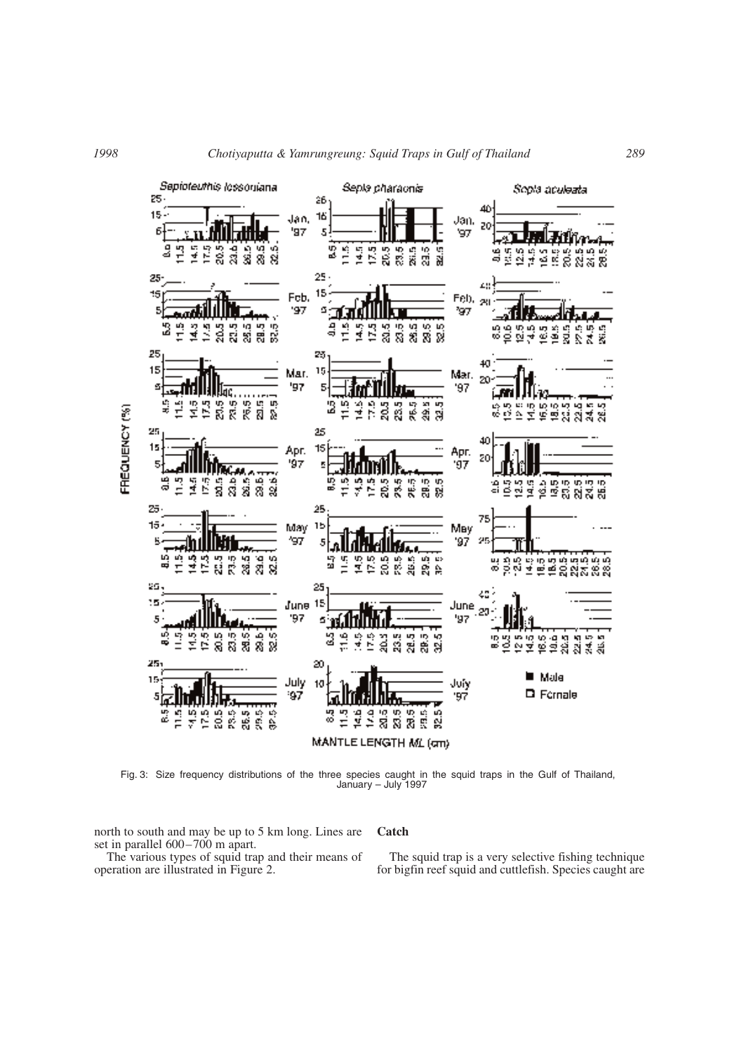Fig. 3: Size frequency distributions of the three species caught in the squid traps in the Gulf of Thailand, January – July 1997

north to south and may be up to 5 km long. Lines are set in parallel 600–700 m apart.

The various types of squid trap and their means of operation are illustrated in Figure 2.

### Catch

The squid trap is a very selective fishing technique for bigfin reef squid and cuttlefish. Species caught are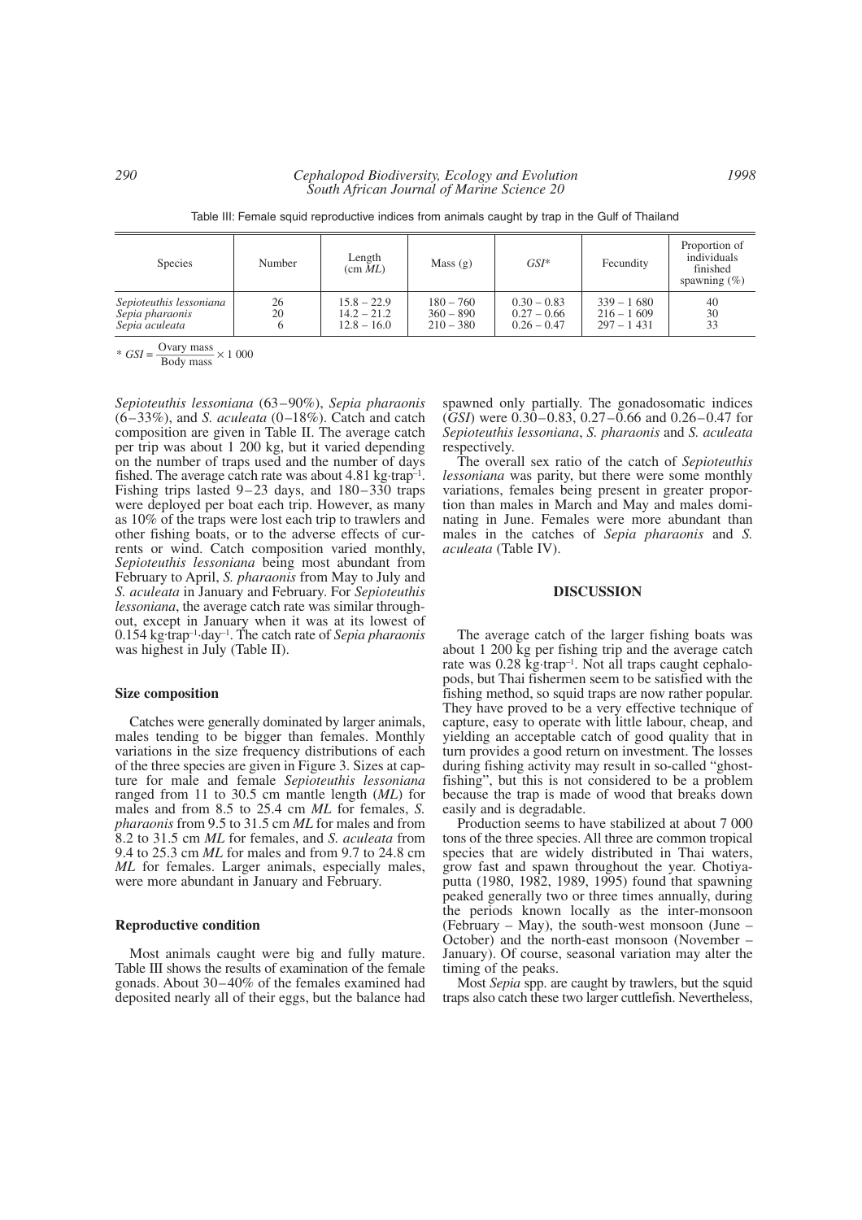Table III: Female squid reproductive indices from animals caught by trap in the Gulf of Thailand

| Species | Number | Length (cm *ML*) | Mass (g) | *GSI*\* | Fecundity | Proportion of individuals finished spawning (%) |
|---|---|---|---|---|---|---|
| *Sepioteuthis lessoniana* | 26 | 15.8 – 22.9 | 180 – 760 | 0.30 – 0.83 | 339 – 1 680 | 40 |
| *Sepia pharaonis* | 20 | 14.2 – 21.2 | 360 – 890 | 0.27 – 0.66 | 216 – 1 609 | 30 |
| *Sepia aculeata* | 6 | 12.8 – 16.0 | 210 – 380 | 0.26 – 0.47 | 297 – 1 431 | 33 |

$* \; GSI = \frac{\text{Ovary mass}}{\text{Body mass}} \times 1\,000$

*Sepioteuthis lessoniana* (63–90%), *Sepia pharaonis* (6–33%), and *S. aculeata* (0–18%). Catch and catch composition are given in Table II. The average catch per trip was about 1 200 kg, but it varied depending on the number of traps used and the number of days fished. The average catch rate was about 4.81 kg·trap$^{-1}$. Fishing trips lasted 9–23 days, and 180–330 traps were deployed per boat each trip. However, as many as 10% of the traps were lost each trip to trawlers and other fishing boats, or to the adverse effects of currents or wind. Catch composition varied monthly, *Sepioteuthis lessoniana* being most abundant from February to April, *S. pharaonis* from May to July and *S. aculeata* in January and February. For *Sepioteuthis lessoniana*, the average catch rate was similar throughout, except in January when it was at its lowest of 0.154 kg·trap$^{-1}$·day$^{-1}$. The catch rate of *Sepia pharaonis* was highest in July (Table II).

### Size composition

Catches were generally dominated by larger animals, males tending to be bigger than females. Monthly variations in the size frequency distributions of each of the three species are given in Figure 3. Sizes at capture for male and female *Sepioteuthis lessoniana* ranged from 11 to 30.5 cm mantle length (*ML*) for males and from 8.5 to 25.4 cm *ML* for females, *S. pharaonis* from 9.5 to 31.5 cm *ML* for males and from 8.2 to 31.5 cm *ML* for females, and *S. aculeata* from 9.4 to 25.3 cm *ML* for males and from 9.7 to 24.8 cm *ML* for females. Larger animals, especially males, were more abundant in January and February.

### Reproductive condition

Most animals caught were big and fully mature. Table III shows the results of examination of the female gonads. About 30–40% of the females examined had deposited nearly all of their eggs, but the balance had spawned only partially. The gonadosomatic indices (*GSI*) were 0.30–0.83, 0.27–0.66 and 0.26–0.47 for *Sepioteuthis lessoniana*, *S. pharaonis* and *S. aculeata* respectively.

The overall sex ratio of the catch of *Sepioteuthis lessoniana* was parity, but there were some monthly variations, females being present in greater proportion than males in March and May and males dominating in June. Females were more abundant than males in the catches of *Sepia pharaonis* and *S. aculeata* (Table IV).

## DISCUSSION

The average catch of the larger fishing boats was about 1 200 kg per fishing trip and the average catch rate was 0.28 kg·trap$^{-1}$. Not all traps caught cephalopods, but Thai fishermen seem to be satisfied with the fishing method, so squid traps are now rather popular. They have proved to be a very effective technique of capture, easy to operate with little labour, cheap, and yielding an acceptable catch of good quality that in turn provides a good return on investment. The losses during fishing activity may result in so-called "ghost-fishing", but this is not considered to be a problem because the trap is made of wood that breaks down easily and is degradable.

Production seems to have stabilized at about 7 000 tons of the three species. All three are common tropical species that are widely distributed in Thai waters, grow fast and spawn throughout the year. Chotiyaputta (1980, 1982, 1989, 1995) found that spawning peaked generally two or three times annually, during the periods known locally as the inter-monsoon (February – May), the south-west monsoon (June – October) and the north-east monsoon (November – January). Of course, seasonal variation may alter the timing of the peaks.

Most *Sepia* spp. are caught by trawlers, but the squid traps also catch these two larger cuttlefish. Nevertheless,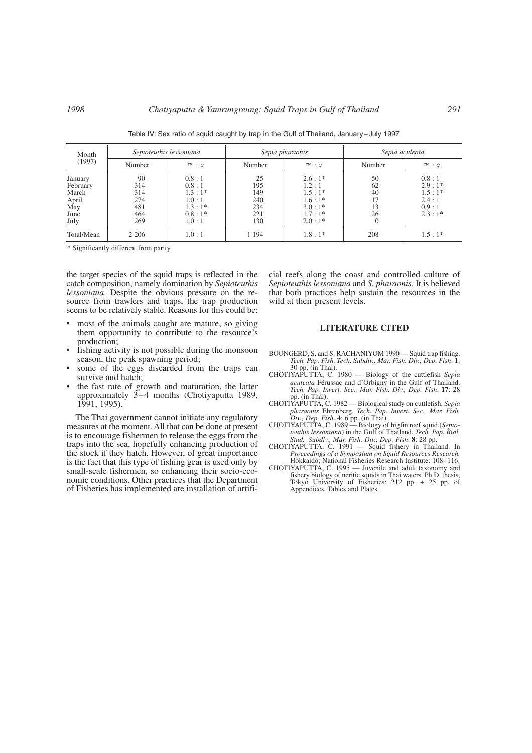Table IV: Sex ratio of squid caught by trap in the Gulf of Thailand, January–July 1997

| Month (1997) | *Sepioteuthis lessoniana* | | *Sepia pharaonis* | | *Sepia aculeata* | |
|---|---|---|---|---|---|---|
| | Number | ™ : ¢ | Number | ™ : ¢ | Number | ™ : ¢ |
| January | 90 | 0.8 : 1 | 25 | 2.6 : 1* | 50 | 0.8 : 1 |
| February | 314 | 0.8 : 1 | 195 | 1.2 : 1 | 62 | 2.9 : 1* |
| March | 314 | 1.3 : 1* | 149 | 1.5 : 1* | 40 | 1.5 : 1* |
| April | 274 | 1.0 : 1 | 240 | 1.6 : 1* | 17 | 2.4 : 1 |
| May | 481 | 1.3 : 1* | 234 | 3.0 : 1* | 13 | 0.9 : 1 |
| June | 464 | 0.8 : 1* | 221 | 1.7 : 1* | 26 | 2.3 : 1* |
| July | 269 | 1.0 : 1 | 130 | 2.0 : 1* | 0 | |
| Total/Mean | 2 206 | 1.0 : 1 | 1 194 | 1.8 : 1* | 208 | 1.5 : 1* |

\* Significantly different from parity

the target species of the squid traps is reflected in the catch composition, namely domination by *Sepioteuthis lessoniana*. Despite the obvious pressure on the resource from trawlers and traps, the trap production seems to be relatively stable. Reasons for this could be:

- most of the animals caught are mature, so giving them opportunity to contribute to the resource's production;
- fishing activity is not possible during the monsoon season, the peak spawning period;
- some of the eggs discarded from the traps can survive and hatch;
- the fast rate of growth and maturation, the latter approximately 3–4 months (Chotiyaputta 1989, 1991, 1995).

The Thai government cannot initiate any regulatory measures at the moment. All that can be done at present is to encourage fishermen to release the eggs from the traps into the sea, hopefully enhancing production of the stock if they hatch. However, of great importance is the fact that this type of fishing gear is used only by small-scale fishermen, so enhancing their socio-economic conditions. Other practices that the Department of Fisheries has implemented are installation of artificial reefs along the coast and controlled culture of *Sepioteuthis lessoniana* and *S. pharaonis*. It is believed that both practices help sustain the resources in the wild at their present levels.

## LITERATURE CITED

BOONGERD, S. and S. RACHANIYOM 1990 — Squid trap fishing. *Tech. Pap. Fish. Tech. Subdiv., Mar. Fish. Div., Dep. Fish*. **1**: 30 pp. (in Thai).

CHOTIYAPUTTA, C. 1980 — Biology of the cuttlefish *Sepia aculeata* Férussac and d'Orbigny in the Gulf of Thailand. *Tech. Pap. Invert. Sec., Mar. Fish. Div., Dep. Fish*. **17**: 28 pp. (in Thai).

CHOTIYAPUTTA, C. 1982 — Biological study on cuttlefish, *Sepia pharaonis* Ehrenberg. *Tech. Pap. Invert. Sec., Mar. Fish. Div., Dep. Fish*. **4**: 6 pp. (in Thai).

CHOTIYAPUTTA, C. 1989 — Biology of bigfin reef squid (*Sepioteuthis lessoniana*) in the Gulf of Thailand. *Tech. Pap. Biol. Stud. Subdiv., Mar. Fish. Div., Dep. Fish*. **8**: 28 pp.

CHOTIYAPUTTA, C. 1991 — Squid fishery in Thailand. In *Proceedings of a Symposium on Squid Resources Research.* Hokkaido; National Fisheries Research Institute: 108–116.

CHOTIYAPUTTA, C. 1995 — Juvenile and adult taxonomy and fishery biology of neritic squids in Thai waters. Ph.D. thesis, Tokyo University of Fisheries: 212 pp. + 25 pp. of Appendices, Tables and Plates.